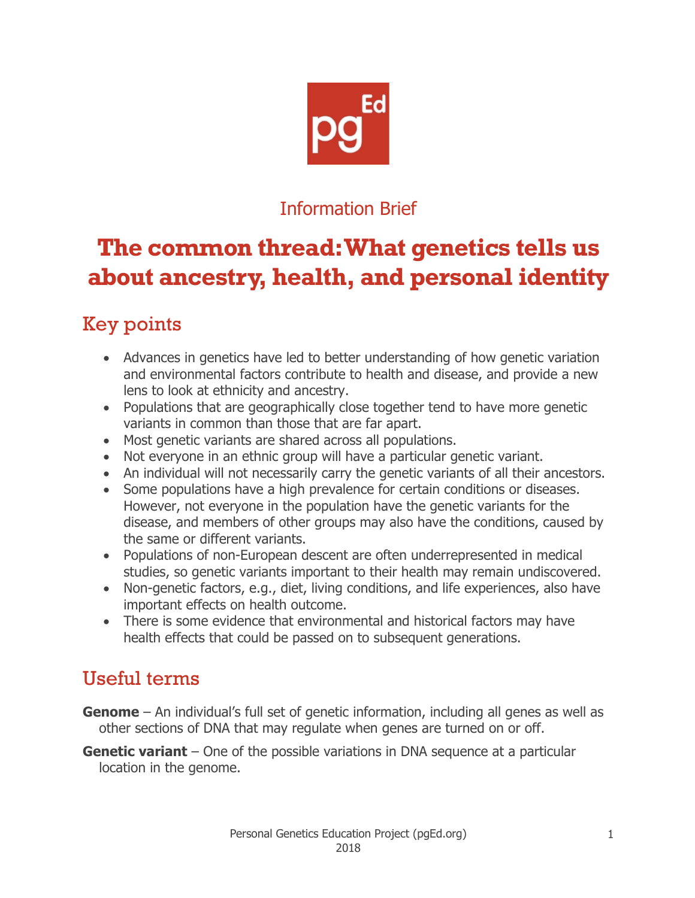Information Brief

# The common thread: What genetics tells us about ancestry, health, and personal identity

## Key points

- Advances in genetics have led to better understanding of how genetic variation and environmental factors contribute to health and disease, and provide a new lens to look at ethnicity and ancestry.
- Populations that are geographically close together tend to have more genetic variants in common than those that are far apart.
- Most genetic variants are shared across all populations.
- Not everyone in an ethnic group will have a particular genetic variant.
- An individual will not necessarily carry the genetic variants of all their ancestors.
- Some populations have a high prevalence for certain conditions or diseases. However, not everyone in the population have the genetic variants for the disease, and members of other groups may also have the conditions, caused by the same or different variants.
- Populations of non-European descent are often underrepresented in medical studies, so genetic variants important to their health may remain undiscovered.
- Non-genetic factors, e.g., diet, living conditions, and life experiences, also have important effects on health outcome.
- There is some evidence that environmental and historical factors may have health effects that could be passed on to subsequent generations.

## Useful terms

**Genome** – An individual's full set of genetic information, including all genes as well as other sections of DNA that may regulate when genes are turned on or off.

**Genetic variant** – One of the possible variations in DNA sequence at a particular location in the genome.

Personal Genetics Education Project (pgEd.org)
2018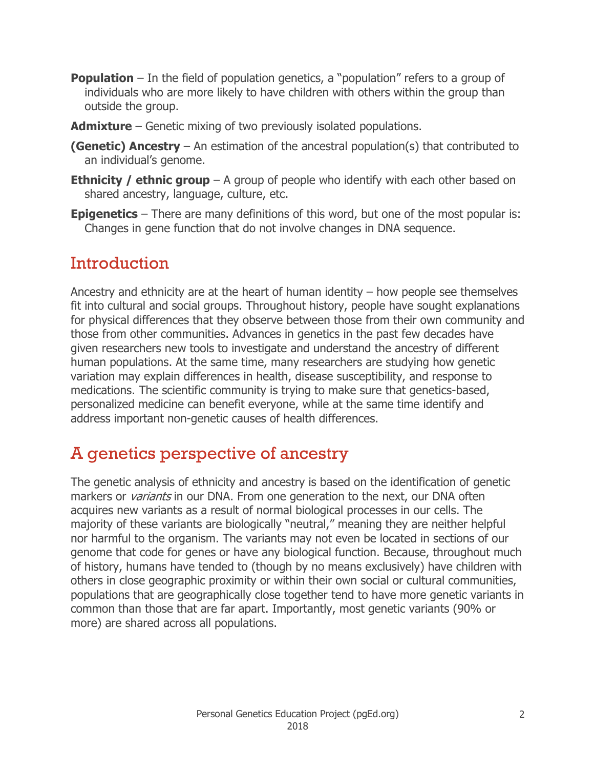**Population** – In the field of population genetics, a "population" refers to a group of individuals who are more likely to have children with others within the group than outside the group.

**Admixture** – Genetic mixing of two previously isolated populations.

**(Genetic) Ancestry** – An estimation of the ancestral population(s) that contributed to an individual's genome.

**Ethnicity / ethnic group** – A group of people who identify with each other based on shared ancestry, language, culture, etc.

**Epigenetics** – There are many definitions of this word, but one of the most popular is: Changes in gene function that do not involve changes in DNA sequence.

## Introduction

Ancestry and ethnicity are at the heart of human identity – how people see themselves fit into cultural and social groups. Throughout history, people have sought explanations for physical differences that they observe between those from their own community and those from other communities. Advances in genetics in the past few decades have given researchers new tools to investigate and understand the ancestry of different human populations. At the same time, many researchers are studying how genetic variation may explain differences in health, disease susceptibility, and response to medications. The scientific community is trying to make sure that genetics-based, personalized medicine can benefit everyone, while at the same time identify and address important non-genetic causes of health differences.

## A genetics perspective of ancestry

The genetic analysis of ethnicity and ancestry is based on the identification of genetic markers or *variants* in our DNA. From one generation to the next, our DNA often acquires new variants as a result of normal biological processes in our cells. The majority of these variants are biologically "neutral," meaning they are neither helpful nor harmful to the organism. The variants may not even be located in sections of our genome that code for genes or have any biological function. Because, throughout much of history, humans have tended to (though by no means exclusively) have children with others in close geographic proximity or within their own social or cultural communities, populations that are geographically close together tend to have more genetic variants in common than those that are far apart. Importantly, most genetic variants (90% or more) are shared across all populations.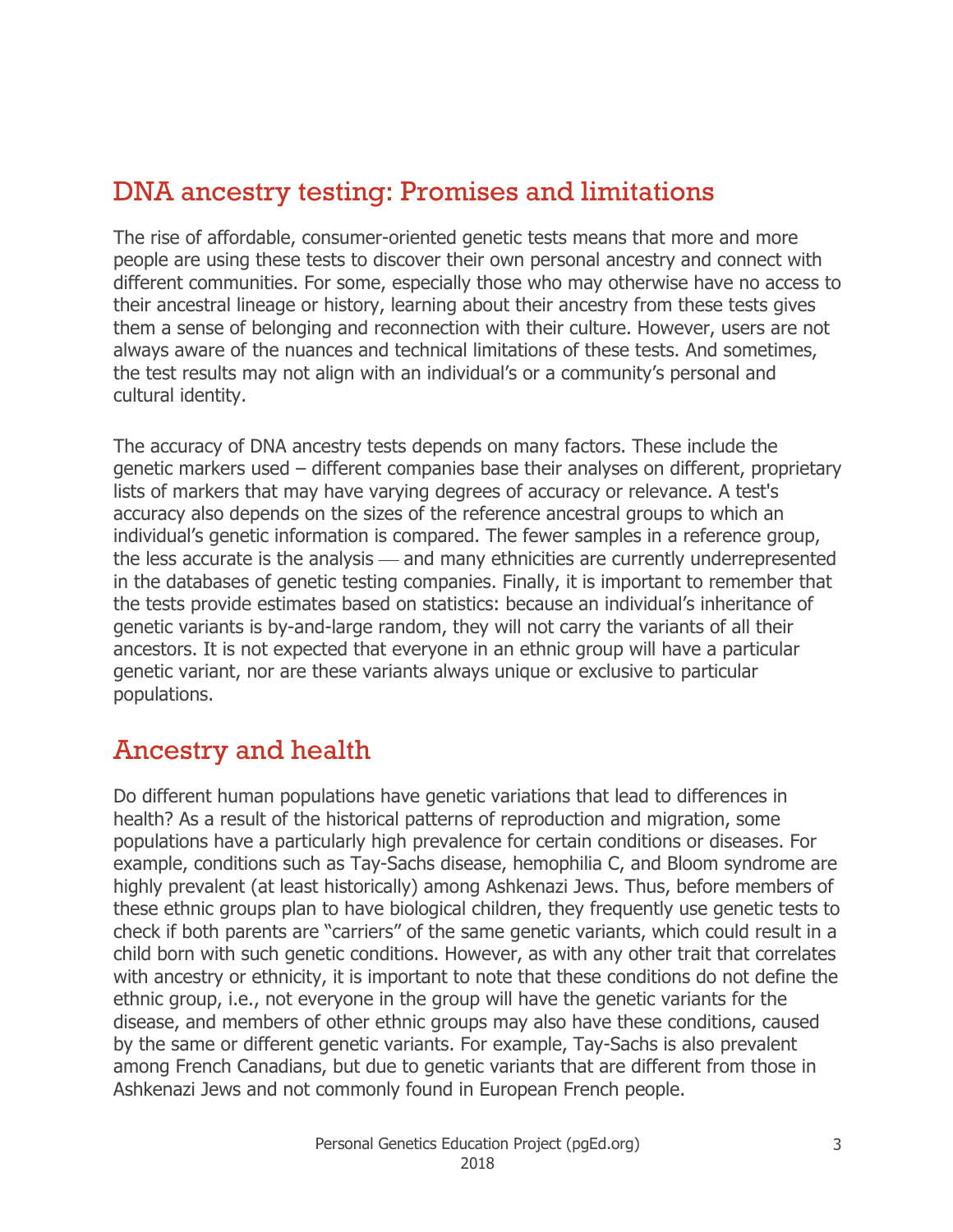## DNA ancestry testing: Promises and limitations

The rise of affordable, consumer-oriented genetic tests means that more and more people are using these tests to discover their own personal ancestry and connect with different communities. For some, especially those who may otherwise have no access to their ancestral lineage or history, learning about their ancestry from these tests gives them a sense of belonging and reconnection with their culture. However, users are not always aware of the nuances and technical limitations of these tests. And sometimes, the test results may not align with an individual's or a community's personal and cultural identity.

The accuracy of DNA ancestry tests depends on many factors. These include the genetic markers used – different companies base their analyses on different, proprietary lists of markers that may have varying degrees of accuracy or relevance. A test's accuracy also depends on the sizes of the reference ancestral groups to which an individual's genetic information is compared. The fewer samples in a reference group, the less accurate is the analysis — and many ethnicities are currently underrepresented in the databases of genetic testing companies. Finally, it is important to remember that the tests provide estimates based on statistics: because an individual's inheritance of genetic variants is by-and-large random, they will not carry the variants of all their ancestors. It is not expected that everyone in an ethnic group will have a particular genetic variant, nor are these variants always unique or exclusive to particular populations.

## Ancestry and health

Do different human populations have genetic variations that lead to differences in health? As a result of the historical patterns of reproduction and migration, some populations have a particularly high prevalence for certain conditions or diseases. For example, conditions such as Tay-Sachs disease, hemophilia C, and Bloom syndrome are highly prevalent (at least historically) among Ashkenazi Jews. Thus, before members of these ethnic groups plan to have biological children, they frequently use genetic tests to check if both parents are "carriers" of the same genetic variants, which could result in a child born with such genetic conditions. However, as with any other trait that correlates with ancestry or ethnicity, it is important to note that these conditions do not define the ethnic group, i.e., not everyone in the group will have the genetic variants for the disease, and members of other ethnic groups may also have these conditions, caused by the same or different genetic variants. For example, Tay-Sachs is also prevalent among French Canadians, but due to genetic variants that are different from those in Ashkenazi Jews and not commonly found in European French people.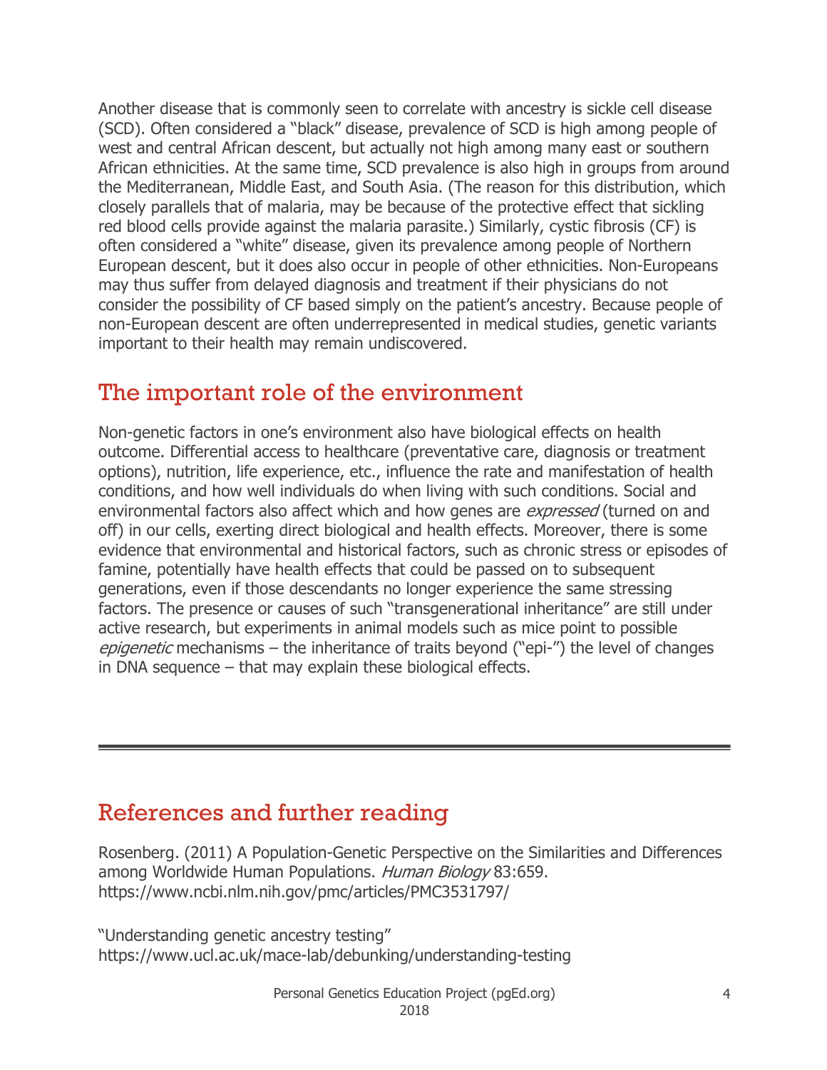Another disease that is commonly seen to correlate with ancestry is sickle cell disease (SCD). Often considered a "black" disease, prevalence of SCD is high among people of west and central African descent, but actually not high among many east or southern African ethnicities. At the same time, SCD prevalence is also high in groups from around the Mediterranean, Middle East, and South Asia. (The reason for this distribution, which closely parallels that of malaria, may be because of the protective effect that sickling red blood cells provide against the malaria parasite.) Similarly, cystic fibrosis (CF) is often considered a "white" disease, given its prevalence among people of Northern European descent, but it does also occur in people of other ethnicities. Non-Europeans may thus suffer from delayed diagnosis and treatment if their physicians do not consider the possibility of CF based simply on the patient's ancestry. Because people of non-European descent are often underrepresented in medical studies, genetic variants important to their health may remain undiscovered.

## The important role of the environment

Non-genetic factors in one's environment also have biological effects on health outcome. Differential access to healthcare (preventative care, diagnosis or treatment options), nutrition, life experience, etc., influence the rate and manifestation of health conditions, and how well individuals do when living with such conditions. Social and environmental factors also affect which and how genes are *expressed* (turned on and off) in our cells, exerting direct biological and health effects. Moreover, there is some evidence that environmental and historical factors, such as chronic stress or episodes of famine, potentially have health effects that could be passed on to subsequent generations, even if those descendants no longer experience the same stressing factors. The presence or causes of such "transgenerational inheritance" are still under active research, but experiments in animal models such as mice point to possible *epigenetic* mechanisms – the inheritance of traits beyond ("epi-") the level of changes in DNA sequence – that may explain these biological effects.

---

## References and further reading

Rosenberg. (2011) A Population-Genetic Perspective on the Similarities and Differences among Worldwide Human Populations. *Human Biology* 83:659. https://www.ncbi.nlm.nih.gov/pmc/articles/PMC3531797/

"Understanding genetic ancestry testing" https://www.ucl.ac.uk/mace-lab/debunking/understanding-testing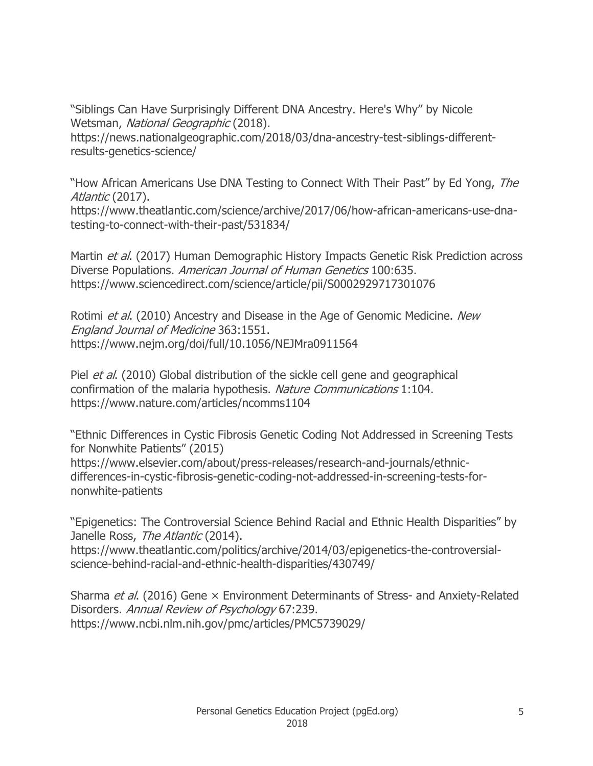"Siblings Can Have Surprisingly Different DNA Ancestry. Here's Why" by Nicole Wetsman, *National Geographic* (2018).
https://news.nationalgeographic.com/2018/03/dna-ancestry-test-siblings-different-results-genetics-science/

"How African Americans Use DNA Testing to Connect With Their Past" by Ed Yong, *The Atlantic* (2017).
https://www.theatlantic.com/science/archive/2017/06/how-african-americans-use-dna-testing-to-connect-with-their-past/531834/

Martin *et al*. (2017) Human Demographic History Impacts Genetic Risk Prediction across Diverse Populations. *American Journal of Human Genetics* 100:635.
https://www.sciencedirect.com/science/article/pii/S0002929717301076

Rotimi *et al*. (2010) Ancestry and Disease in the Age of Genomic Medicine. *New England Journal of Medicine* 363:1551.
https://www.nejm.org/doi/full/10.1056/NEJMra0911564

Piel *et al*. (2010) Global distribution of the sickle cell gene and geographical confirmation of the malaria hypothesis. *Nature Communications* 1:104.
https://www.nature.com/articles/ncomms1104

"Ethnic Differences in Cystic Fibrosis Genetic Coding Not Addressed in Screening Tests for Nonwhite Patients" (2015)
https://www.elsevier.com/about/press-releases/research-and-journals/ethnic-differences-in-cystic-fibrosis-genetic-coding-not-addressed-in-screening-tests-for-nonwhite-patients

"Epigenetics: The Controversial Science Behind Racial and Ethnic Health Disparities" by Janelle Ross, *The Atlantic* (2014).
https://www.theatlantic.com/politics/archive/2014/03/epigenetics-the-controversial-science-behind-racial-and-ethnic-health-disparities/430749/

Sharma *et al*. (2016) Gene × Environment Determinants of Stress- and Anxiety-Related Disorders. *Annual Review of Psychology* 67:239.
https://www.ncbi.nlm.nih.gov/pmc/articles/PMC5739029/